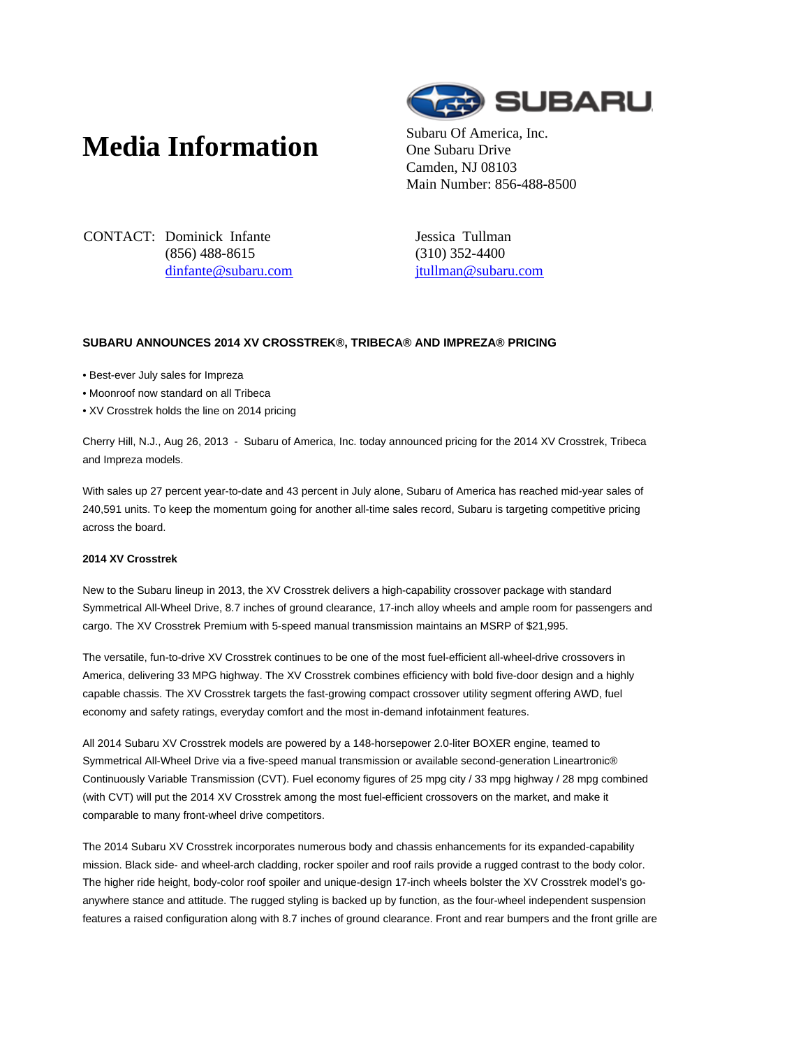# Media Information

Subaru Of America, Inc.
One Subaru Drive
Camden, NJ 08103
Main Number: 856-488-8500

CONTACT: Dominick Infante
(856) 488-8615
dinfante@subaru.com

Jessica Tullman
(310) 352-4400
jtullman@subaru.com

**SUBARU ANNOUNCES 2014 XV CROSSTREK®, TRIBECA® AND IMPREZA® PRICING**

- Best-ever July sales for Impreza
- Moonroof now standard on all Tribeca
- XV Crosstrek holds the line on 2014 pricing

Cherry Hill, N.J., Aug 26, 2013 - Subaru of America, Inc. today announced pricing for the 2014 XV Crosstrek, Tribeca and Impreza models.

With sales up 27 percent year-to-date and 43 percent in July alone, Subaru of America has reached mid-year sales of 240,591 units. To keep the momentum going for another all-time sales record, Subaru is targeting competitive pricing across the board.

**2014 XV Crosstrek**

New to the Subaru lineup in 2013, the XV Crosstrek delivers a high-capability crossover package with standard Symmetrical All-Wheel Drive, 8.7 inches of ground clearance, 17-inch alloy wheels and ample room for passengers and cargo. The XV Crosstrek Premium with 5-speed manual transmission maintains an MSRP of $21,995.

The versatile, fun-to-drive XV Crosstrek continues to be one of the most fuel-efficient all-wheel-drive crossovers in America, delivering 33 MPG highway. The XV Crosstrek combines efficiency with bold five-door design and a highly capable chassis. The XV Crosstrek targets the fast-growing compact crossover utility segment offering AWD, fuel economy and safety ratings, everyday comfort and the most in-demand infotainment features.

All 2014 Subaru XV Crosstrek models are powered by a 148-horsepower 2.0-liter BOXER engine, teamed to Symmetrical All-Wheel Drive via a five-speed manual transmission or available second-generation Lineartronic® Continuously Variable Transmission (CVT). Fuel economy figures of 25 mpg city / 33 mpg highway / 28 mpg combined (with CVT) will put the 2014 XV Crosstrek among the most fuel-efficient crossovers on the market, and make it comparable to many front-wheel drive competitors.

The 2014 Subaru XV Crosstrek incorporates numerous body and chassis enhancements for its expanded-capability mission. Black side- and wheel-arch cladding, rocker spoiler and roof rails provide a rugged contrast to the body color. The higher ride height, body-color roof spoiler and unique-design 17-inch wheels bolster the XV Crosstrek model's go-anywhere stance and attitude. The rugged styling is backed up by function, as the four-wheel independent suspension features a raised configuration along with 8.7 inches of ground clearance. Front and rear bumpers and the front grille are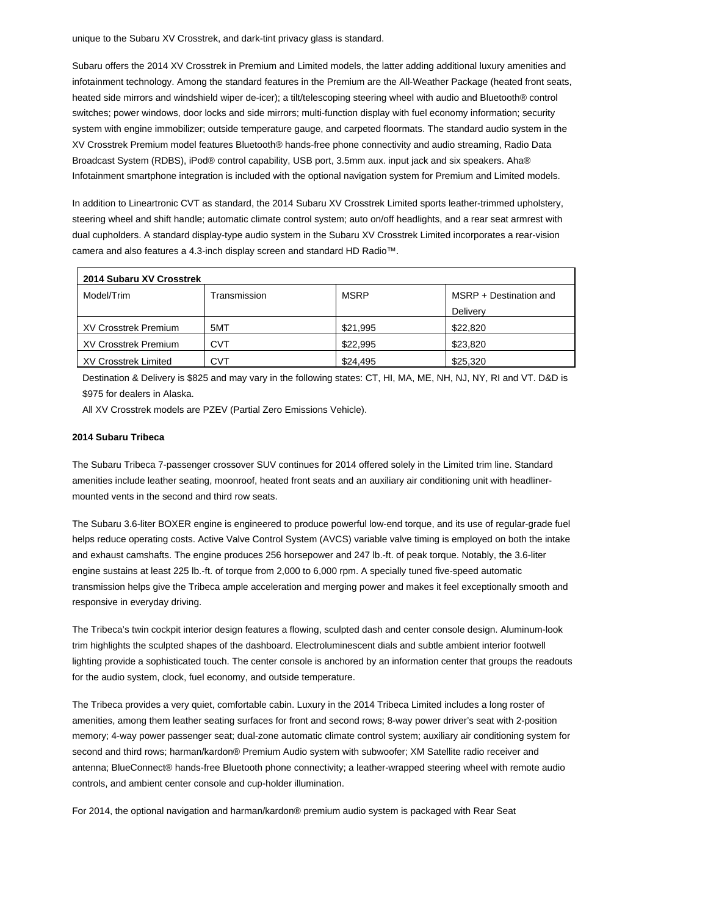unique to the Subaru XV Crosstrek, and dark-tint privacy glass is standard.

Subaru offers the 2014 XV Crosstrek in Premium and Limited models, the latter adding additional luxury amenities and infotainment technology. Among the standard features in the Premium are the All-Weather Package (heated front seats, heated side mirrors and windshield wiper de-icer); a tilt/telescoping steering wheel with audio and Bluetooth® control switches; power windows, door locks and side mirrors; multi-function display with fuel economy information; security system with engine immobilizer; outside temperature gauge, and carpeted floormats. The standard audio system in the XV Crosstrek Premium model features Bluetooth® hands-free phone connectivity and audio streaming, Radio Data Broadcast System (RDBS), iPod® control capability, USB port, 3.5mm aux. input jack and six speakers. Aha® Infotainment smartphone integration is included with the optional navigation system for Premium and Limited models.

In addition to Lineartronic CVT as standard, the 2014 Subaru XV Crosstrek Limited sports leather-trimmed upholstery, steering wheel and shift handle; automatic climate control system; auto on/off headlights, and a rear seat armrest with dual cupholders. A standard display-type audio system in the Subaru XV Crosstrek Limited incorporates a rear-vision camera and also features a 4.3-inch display screen and standard HD Radio™.

| **2014 Subaru XV Crosstrek** | | | |
|---|---|---|---|
| Model/Trim | Transmission | MSRP | MSRP + Destination and Delivery |
| XV Crosstrek Premium | 5MT | $21,995 | $22,820 |
| XV Crosstrek Premium | CVT | $22,995 | $23,820 |
| XV Crosstrek Limited | CVT | $24,495 | $25,320 |

Destination & Delivery is $825 and may vary in the following states: CT, HI, MA, ME, NH, NJ, NY, RI and VT. D&D is $975 for dealers in Alaska.

All XV Crosstrek models are PZEV (Partial Zero Emissions Vehicle).

**2014 Subaru Tribeca**

The Subaru Tribeca 7-passenger crossover SUV continues for 2014 offered solely in the Limited trim line. Standard amenities include leather seating, moonroof, heated front seats and an auxiliary air conditioning unit with headliner-mounted vents in the second and third row seats.

The Subaru 3.6-liter BOXER engine is engineered to produce powerful low-end torque, and its use of regular-grade fuel helps reduce operating costs. Active Valve Control System (AVCS) variable valve timing is employed on both the intake and exhaust camshafts. The engine produces 256 horsepower and 247 lb.-ft. of peak torque. Notably, the 3.6-liter engine sustains at least 225 lb.-ft. of torque from 2,000 to 6,000 rpm. A specially tuned five-speed automatic transmission helps give the Tribeca ample acceleration and merging power and makes it feel exceptionally smooth and responsive in everyday driving.

The Tribeca's twin cockpit interior design features a flowing, sculpted dash and center console design. Aluminum-look trim highlights the sculpted shapes of the dashboard. Electroluminescent dials and subtle ambient interior footwell lighting provide a sophisticated touch. The center console is anchored by an information center that groups the readouts for the audio system, clock, fuel economy, and outside temperature.

The Tribeca provides a very quiet, comfortable cabin. Luxury in the 2014 Tribeca Limited includes a long roster of amenities, among them leather seating surfaces for front and second rows; 8-way power driver's seat with 2-position memory; 4-way power passenger seat; dual-zone automatic climate control system; auxiliary air conditioning system for second and third rows; harman/kardon® Premium Audio system with subwoofer; XM Satellite radio receiver and antenna; BlueConnect® hands-free Bluetooth phone connectivity; a leather-wrapped steering wheel with remote audio controls, and ambient center console and cup-holder illumination.

For 2014, the optional navigation and harman/kardon® premium audio system is packaged with Rear Seat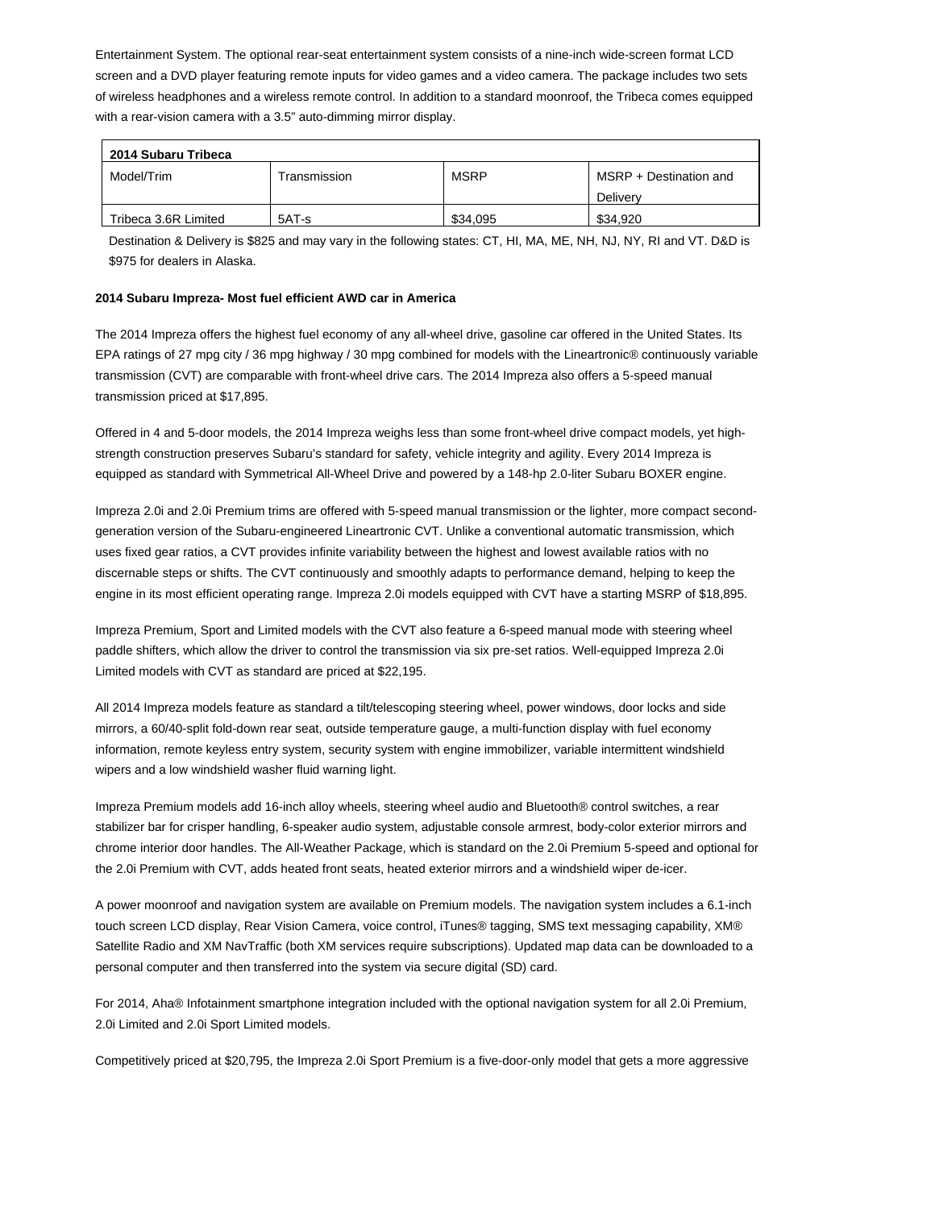Entertainment System. The optional rear-seat entertainment system consists of a nine-inch wide-screen format LCD screen and a DVD player featuring remote inputs for video games and a video camera. The package includes two sets of wireless headphones and a wireless remote control. In addition to a standard moonroof, the Tribeca comes equipped with a rear-vision camera with a 3.5" auto-dimming mirror display.

| 2014 Subaru Tribeca | | | |
|---|---|---|---|
| Model/Trim | Transmission | MSRP | MSRP + Destination and Delivery |
| Tribeca 3.6R Limited | 5AT-s | $34,095 | $34,920 |

Destination & Delivery is $825 and may vary in the following states: CT, HI, MA, ME, NH, NJ, NY, RI and VT. D&D is $975 for dealers in Alaska.

**2014 Subaru Impreza- Most fuel efficient AWD car in America**

The 2014 Impreza offers the highest fuel economy of any all-wheel drive, gasoline car offered in the United States. Its EPA ratings of 27 mpg city / 36 mpg highway / 30 mpg combined for models with the Lineartronic® continuously variable transmission (CVT) are comparable with front-wheel drive cars. The 2014 Impreza also offers a 5-speed manual transmission priced at $17,895.

Offered in 4 and 5-door models, the 2014 Impreza weighs less than some front-wheel drive compact models, yet high-strength construction preserves Subaru's standard for safety, vehicle integrity and agility. Every 2014 Impreza is equipped as standard with Symmetrical All-Wheel Drive and powered by a 148-hp 2.0-liter Subaru BOXER engine.

Impreza 2.0i and 2.0i Premium trims are offered with 5-speed manual transmission or the lighter, more compact second-generation version of the Subaru-engineered Lineartronic CVT. Unlike a conventional automatic transmission, which uses fixed gear ratios, a CVT provides infinite variability between the highest and lowest available ratios with no discernable steps or shifts. The CVT continuously and smoothly adapts to performance demand, helping to keep the engine in its most efficient operating range. Impreza 2.0i models equipped with CVT have a starting MSRP of $18,895.

Impreza Premium, Sport and Limited models with the CVT also feature a 6-speed manual mode with steering wheel paddle shifters, which allow the driver to control the transmission via six pre-set ratios. Well-equipped Impreza 2.0i Limited models with CVT as standard are priced at $22,195.

All 2014 Impreza models feature as standard a tilt/telescoping steering wheel, power windows, door locks and side mirrors, a 60/40-split fold-down rear seat, outside temperature gauge, a multi-function display with fuel economy information, remote keyless entry system, security system with engine immobilizer, variable intermittent windshield wipers and a low windshield washer fluid warning light.

Impreza Premium models add 16-inch alloy wheels, steering wheel audio and Bluetooth® control switches, a rear stabilizer bar for crisper handling, 6-speaker audio system, adjustable console armrest, body-color exterior mirrors and chrome interior door handles. The All-Weather Package, which is standard on the 2.0i Premium 5-speed and optional for the 2.0i Premium with CVT, adds heated front seats, heated exterior mirrors and a windshield wiper de-icer.

A power moonroof and navigation system are available on Premium models. The navigation system includes a 6.1-inch touch screen LCD display, Rear Vision Camera, voice control, iTunes® tagging, SMS text messaging capability, XM® Satellite Radio and XM NavTraffic (both XM services require subscriptions). Updated map data can be downloaded to a personal computer and then transferred into the system via secure digital (SD) card.

For 2014, Aha® Infotainment smartphone integration included with the optional navigation system for all 2.0i Premium, 2.0i Limited and 2.0i Sport Limited models.

Competitively priced at $20,795, the Impreza 2.0i Sport Premium is a five-door-only model that gets a more aggressive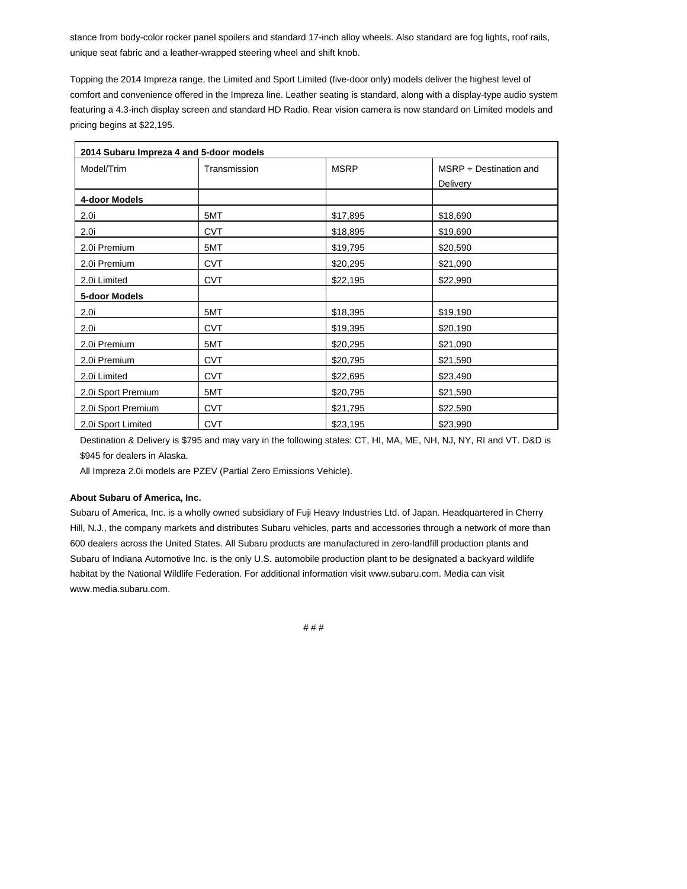stance from body-color rocker panel spoilers and standard 17-inch alloy wheels. Also standard are fog lights, roof rails, unique seat fabric and a leather-wrapped steering wheel and shift knob.

Topping the 2014 Impreza range, the Limited and Sport Limited (five-door only) models deliver the highest level of comfort and convenience offered in the Impreza line. Leather seating is standard, along with a display-type audio system featuring a 4.3-inch display screen and standard HD Radio. Rear vision camera is now standard on Limited models and pricing begins at $22,195.

| **2014 Subaru Impreza 4 and 5-door models** | | | |
|---|---|---|---|
| Model/Trim | Transmission | MSRP | MSRP + Destination and Delivery |
| **4-door Models** | | | |
| 2.0i | 5MT | $17,895 | $18,690 |
| 2.0i | CVT | $18,895 | $19,690 |
| 2.0i Premium | 5MT | $19,795 | $20,590 |
| 2.0i Premium | CVT | $20,295 | $21,090 |
| 2.0i Limited | CVT | $22,195 | $22,990 |
| **5-door Models** | | | |
| 2.0i | 5MT | $18,395 | $19,190 |
| 2.0i | CVT | $19,395 | $20,190 |
| 2.0i Premium | 5MT | $20,295 | $21,090 |
| 2.0i Premium | CVT | $20,795 | $21,590 |
| 2.0i Limited | CVT | $22,695 | $23,490 |
| 2.0i Sport Premium | 5MT | $20,795 | $21,590 |
| 2.0i Sport Premium | CVT | $21,795 | $22,590 |
| 2.0i Sport Limited | CVT | $23,195 | $23,990 |

Destination & Delivery is $795 and may vary in the following states: CT, HI, MA, ME, NH, NJ, NY, RI and VT. D&D is $945 for dealers in Alaska.

All Impreza 2.0i models are PZEV (Partial Zero Emissions Vehicle).

**About Subaru of America, Inc.**

Subaru of America, Inc. is a wholly owned subsidiary of Fuji Heavy Industries Ltd. of Japan. Headquartered in Cherry Hill, N.J., the company markets and distributes Subaru vehicles, parts and accessories through a network of more than 600 dealers across the United States. All Subaru products are manufactured in zero-landfill production plants and Subaru of Indiana Automotive Inc. is the only U.S. automobile production plant to be designated a backyard wildlife habitat by the National Wildlife Federation. For additional information visit www.subaru.com. Media can visit www.media.subaru.com.

# # #